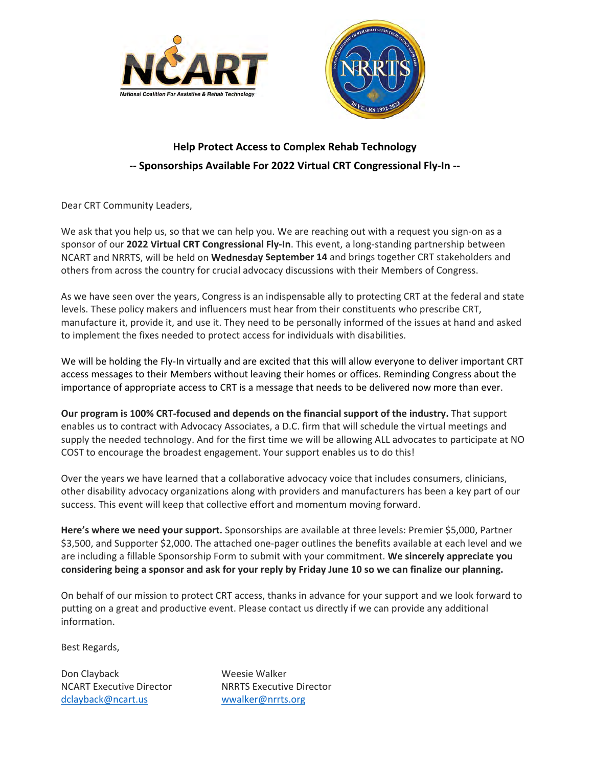**Help Protect Access to Complex Rehab Technology**

**-- Sponsorships Available For 2022 Virtual CRT Congressional Fly-In --**

Dear CRT Community Leaders,

We ask that you help us, so that we can help you. We are reaching out with a request you sign-on as a sponsor of our **2022 Virtual CRT Congressional Fly-In**. This event, a long-standing partnership between NCART and NRRTS, will be held on **Wednesday September 14** and brings together CRT stakeholders and others from across the country for crucial advocacy discussions with their Members of Congress.

As we have seen over the years, Congress is an indispensable ally to protecting CRT at the federal and state levels. These policy makers and influencers must hear from their constituents who prescribe CRT, manufacture it, provide it, and use it. They need to be personally informed of the issues at hand and asked to implement the fixes needed to protect access for individuals with disabilities.

We will be holding the Fly-In virtually and are excited that this will allow everyone to deliver important CRT access messages to their Members without leaving their homes or offices. Reminding Congress about the importance of appropriate access to CRT is a message that needs to be delivered now more than ever.

**Our program is 100% CRT-focused and depends on the financial support of the industry.** That support enables us to contract with Advocacy Associates, a D.C. firm that will schedule the virtual meetings and supply the needed technology. And for the first time we will be allowing ALL advocates to participate at NO COST to encourage the broadest engagement. Your support enables us to do this!

Over the years we have learned that a collaborative advocacy voice that includes consumers, clinicians, other disability advocacy organizations along with providers and manufacturers has been a key part of our success. This event will keep that collective effort and momentum moving forward.

**Here's where we need your support.** Sponsorships are available at three levels: Premier $5,000, Partner $3,500, and Supporter $2,000. The attached one-pager outlines the benefits available at each level and we are including a fillable Sponsorship Form to submit with your commitment. **We sincerely appreciate you considering being a sponsor and ask for your reply by Friday June 10 so we can finalize our planning.**

On behalf of our mission to protect CRT access, thanks in advance for your support and we look forward to putting on a great and productive event. Please contact us directly if we can provide any additional information.

Best Regards,

Don Clayback
NCART Executive Director
dclayback@ncart.us

Weesie Walker
NRRTS Executive Director
wwalker@nrrts.org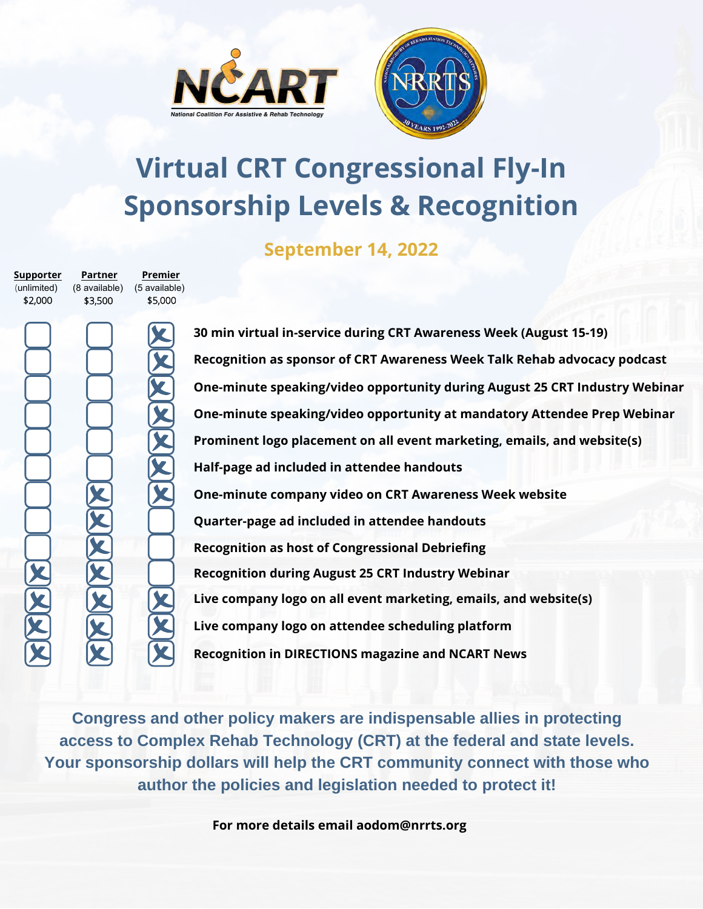# Virtual CRT Congressional Fly-In Sponsorship Levels & Recognition

## September 14, 2022

| Supporter (unlimited) $2,000 | Partner (8 available) $3,500 | Premier (5 available) $5,000 | |
|---|---|---|---|
| | | X | **30 min virtual in-service during CRT Awareness Week (August 15-19)** |
| | | X | **Recognition as sponsor of CRT Awareness Week Talk Rehab advocacy podcast** |
| | | X | **One-minute speaking/video opportunity during August 25 CRT Industry Webinar** |
| | | X | **One-minute speaking/video opportunity at mandatory Attendee Prep Webinar** |
| | | X | **Prominent logo placement on all event marketing, emails, and website(s)** |
| | | X | **Half-page ad included in attendee handouts** |
| | X | X | **One-minute company video on CRT Awareness Week website** |
| | X | | **Quarter-page ad included in attendee handouts** |
| | X | | **Recognition as host of Congressional Debriefing** |
| X | X | | **Recognition during August 25 CRT Industry Webinar** |
| X | X | X | **Live company logo on all event marketing, emails, and website(s)** |
| X | X | X | **Live company logo on attendee scheduling platform** |
| X | X | X | **Recognition in DIRECTIONS magazine and NCART News** |

**Congress and other policy makers are indispensable allies in protecting access to Complex Rehab Technology (CRT) at the federal and state levels. Your sponsorship dollars will help the CRT community connect with those who author the policies and legislation needed to protect it!**

**For more details email aodom@nrrts.org**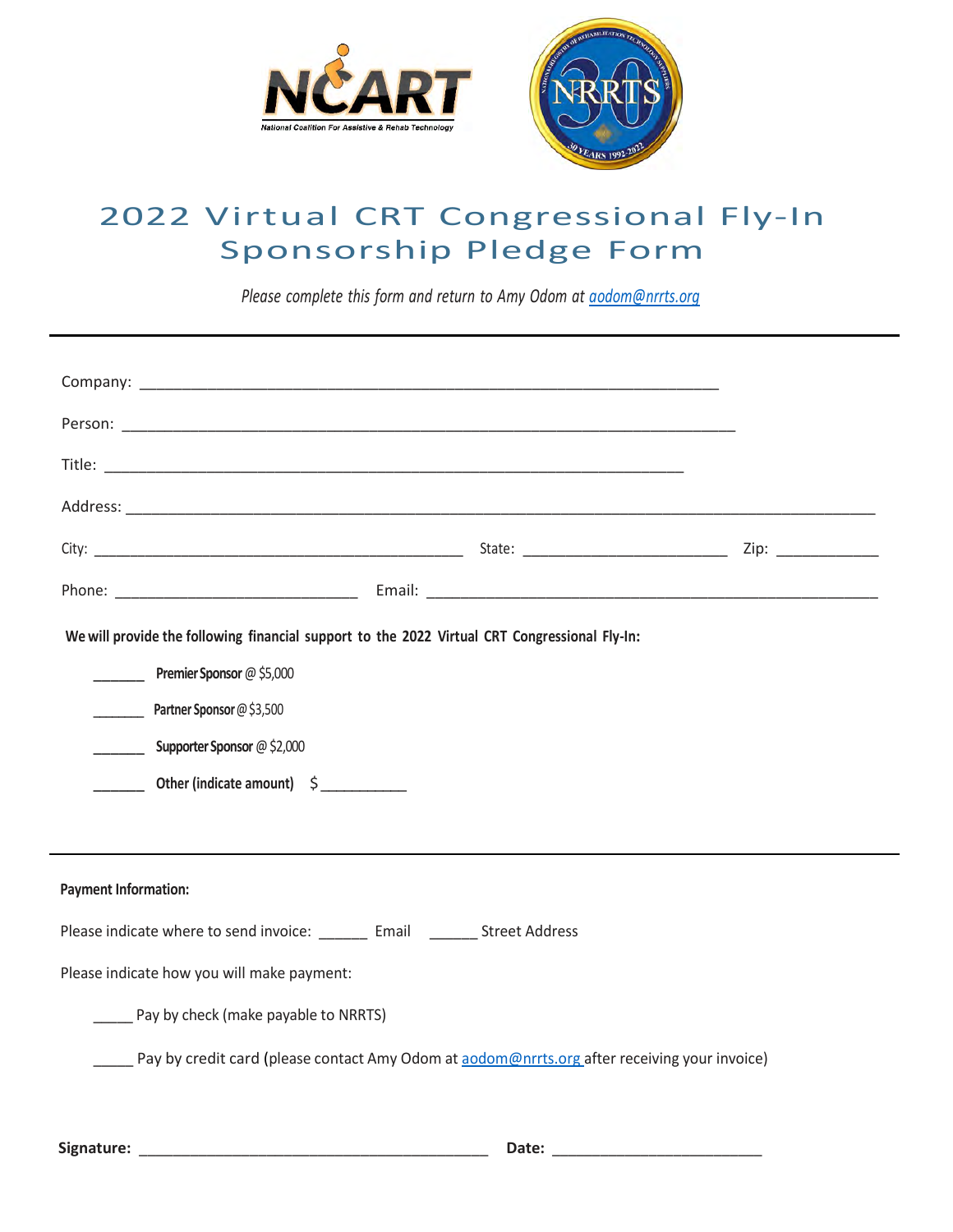# 2022 Virtual CRT Congressional Fly-In Sponsorship Pledge Form

*Please complete this form and return to Amy Odom at aodom@nrrts.org*

---

Company: ______________________________________________________________

Person: ________________________________________________________________

Title: _________________________________________________________________

Address: _______________________________________________________________

City: ________________________________ State: ____________________ Zip: __________

Phone: ________________________ Email: ________________________________________

**We will provide the following financial support to the 2022 Virtual CRT Congressional Fly-In:**

______ **Premier Sponsor** @ $5,000

______ **Partner Sponsor** @ $3,500

______ **Supporter Sponsor** @ $2,000

______ **Other (indicate amount)** $__________

---

**Payment Information:**

Please indicate where to send invoice: ______ Email ______ Street Address

Please indicate how you will make payment:

_____ Pay by check (make payable to NRRTS)

_____ Pay by credit card (please contact Amy Odom at aodom@nrrts.org after receiving your invoice)

**Signature:** ____________________________________ **Date:** ______________________